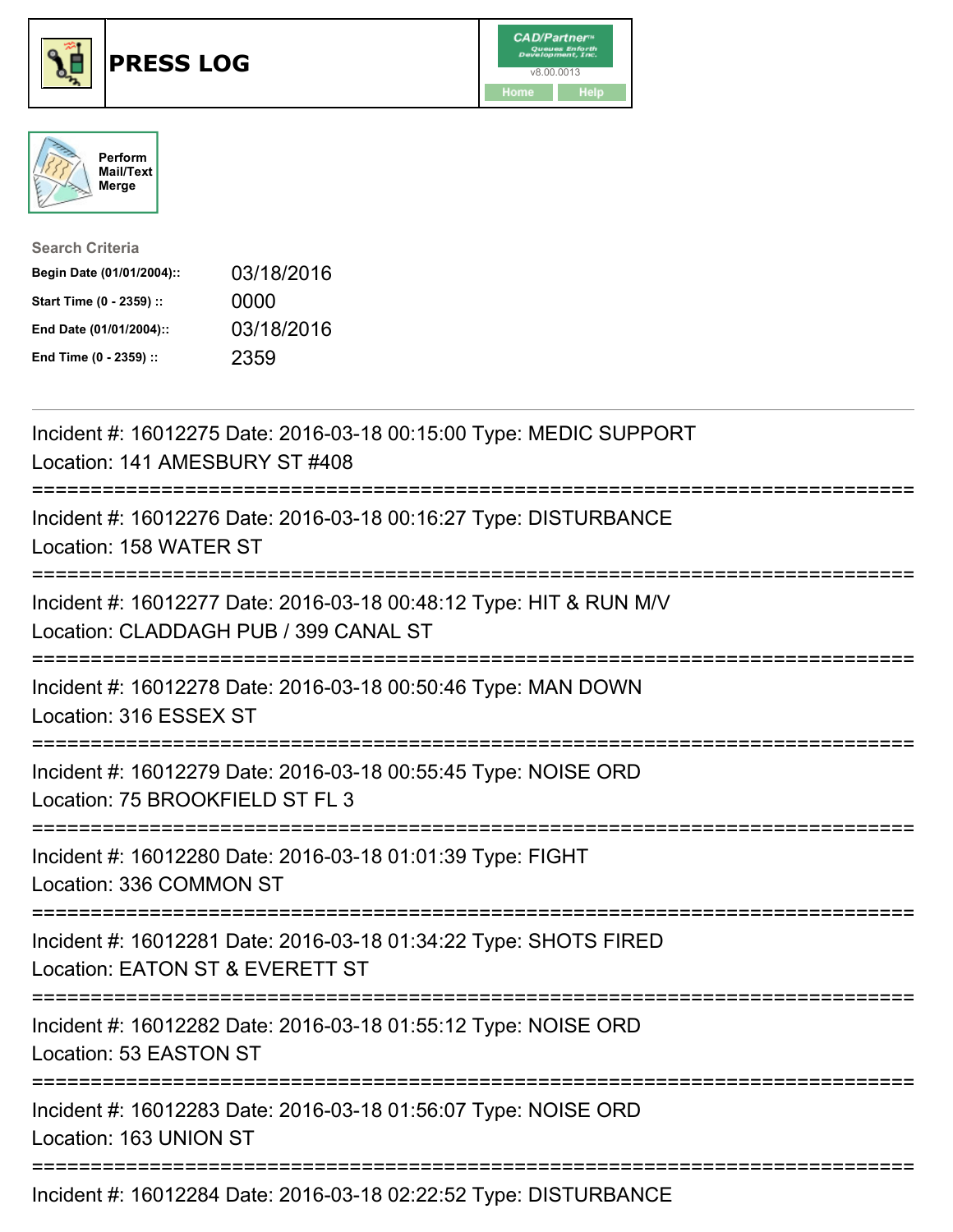# PRESS LOG

CAD/Partner
v8.00.0013
Home | Help

Perform Mail/Text Merge

**Search Criteria**

| | |
|---|---|
| **Begin Date (01/01/2004)::** | 03/18/2016 |
| **Start Time (0 - 2359) ::** | 0000 |
| **End Date (01/01/2004)::** | 03/18/2016 |
| **End Time (0 - 2359) ::** | 2359 |

---

Incident #: 16012275 Date: 2016-03-18 00:15:00 Type: MEDIC SUPPORT
Location: 141 AMESBURY ST #408

===========================================================================

Incident #: 16012276 Date: 2016-03-18 00:16:27 Type: DISTURBANCE
Location: 158 WATER ST

===========================================================================

Incident #: 16012277 Date: 2016-03-18 00:48:12 Type: HIT & RUN M/V
Location: CLADDAGH PUB / 399 CANAL ST

===========================================================================

Incident #: 16012278 Date: 2016-03-18 00:50:46 Type: MAN DOWN
Location: 316 ESSEX ST

===========================================================================

Incident #: 16012279 Date: 2016-03-18 00:55:45 Type: NOISE ORD
Location: 75 BROOKFIELD ST FL 3

===========================================================================

Incident #: 16012280 Date: 2016-03-18 01:01:39 Type: FIGHT
Location: 336 COMMON ST

===========================================================================

Incident #: 16012281 Date: 2016-03-18 01:34:22 Type: SHOTS FIRED
Location: EATON ST & EVERETT ST

===========================================================================

Incident #: 16012282 Date: 2016-03-18 01:55:12 Type: NOISE ORD
Location: 53 EASTON ST

===========================================================================

Incident #: 16012283 Date: 2016-03-18 01:56:07 Type: NOISE ORD
Location: 163 UNION ST

===========================================================================

Incident #: 16012284 Date: 2016-03-18 02:22:52 Type: DISTURBANCE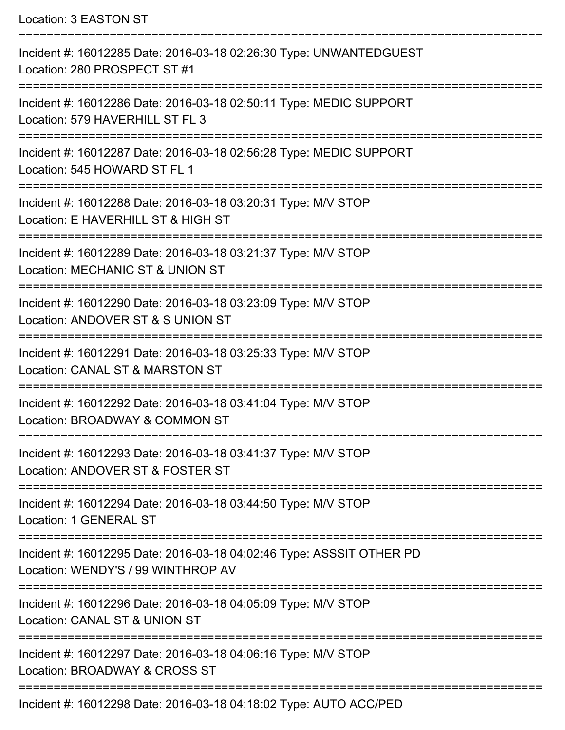Location: 3 EASTON ST

===========================================================================

Incident #: 16012285 Date: 2016-03-18 02:26:30 Type: UNWANTEDGUEST
Location: 280 PROSPECT ST #1

===========================================================================

Incident #: 16012286 Date: 2016-03-18 02:50:11 Type: MEDIC SUPPORT
Location: 579 HAVERHILL ST FL 3

===========================================================================

Incident #: 16012287 Date: 2016-03-18 02:56:28 Type: MEDIC SUPPORT
Location: 545 HOWARD ST FL 1

===========================================================================

Incident #: 16012288 Date: 2016-03-18 03:20:31 Type: M/V STOP
Location: E HAVERHILL ST & HIGH ST

===========================================================================

Incident #: 16012289 Date: 2016-03-18 03:21:37 Type: M/V STOP
Location: MECHANIC ST & UNION ST

===========================================================================

Incident #: 16012290 Date: 2016-03-18 03:23:09 Type: M/V STOP
Location: ANDOVER ST & S UNION ST

===========================================================================

Incident #: 16012291 Date: 2016-03-18 03:25:33 Type: M/V STOP
Location: CANAL ST & MARSTON ST

===========================================================================

Incident #: 16012292 Date: 2016-03-18 03:41:04 Type: M/V STOP
Location: BROADWAY & COMMON ST

===========================================================================

Incident #: 16012293 Date: 2016-03-18 03:41:37 Type: M/V STOP
Location: ANDOVER ST & FOSTER ST

===========================================================================

Incident #: 16012294 Date: 2016-03-18 03:44:50 Type: M/V STOP
Location: 1 GENERAL ST

===========================================================================

Incident #: 16012295 Date: 2016-03-18 04:02:46 Type: ASSSIT OTHER PD
Location: WENDY'S / 99 WINTHROP AV

===========================================================================

Incident #: 16012296 Date: 2016-03-18 04:05:09 Type: M/V STOP
Location: CANAL ST & UNION ST

===========================================================================

Incident #: 16012297 Date: 2016-03-18 04:06:16 Type: M/V STOP
Location: BROADWAY & CROSS ST

===========================================================================

Incident #: 16012298 Date: 2016-03-18 04:18:02 Type: AUTO ACC/PED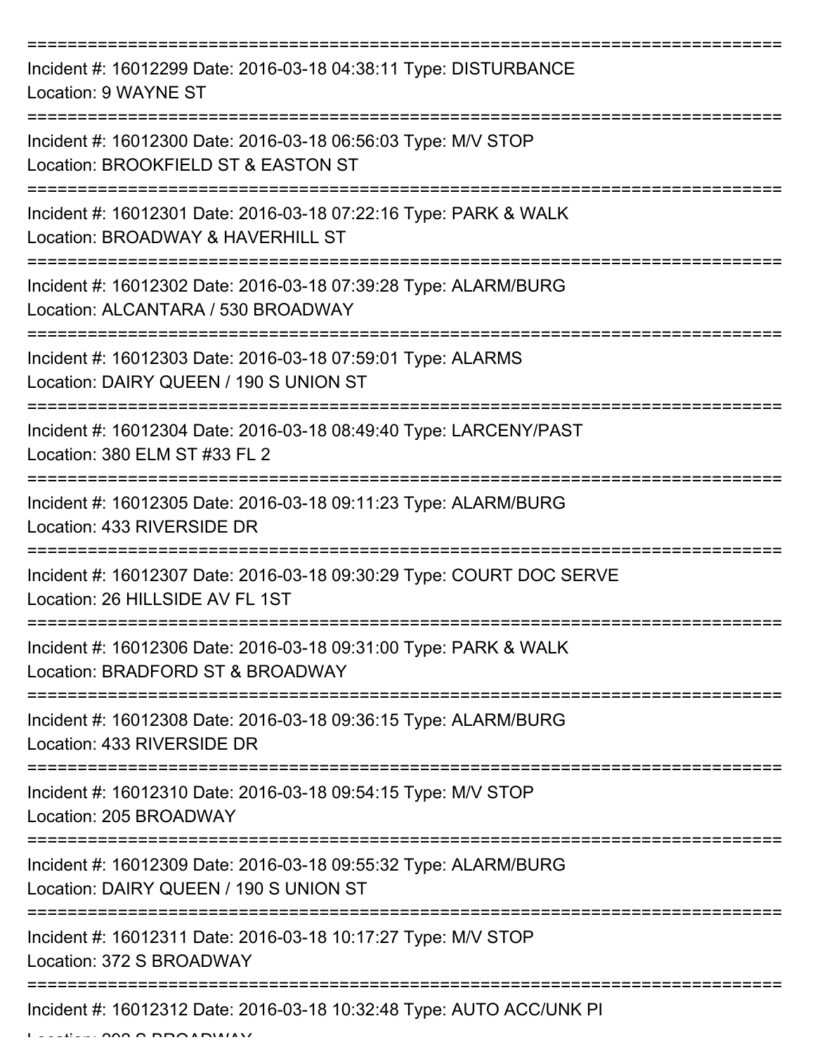===========================================================================

Incident #: 16012299 Date: 2016-03-18 04:38:11 Type: DISTURBANCE
Location: 9 WAYNE ST

===========================================================================

Incident #: 16012300 Date: 2016-03-18 06:56:03 Type: M/V STOP
Location: BROOKFIELD ST & EASTON ST

===========================================================================

Incident #: 16012301 Date: 2016-03-18 07:22:16 Type: PARK & WALK
Location: BROADWAY & HAVERHILL ST

===========================================================================

Incident #: 16012302 Date: 2016-03-18 07:39:28 Type: ALARM/BURG
Location: ALCANTARA / 530 BROADWAY

===========================================================================

Incident #: 16012303 Date: 2016-03-18 07:59:01 Type: ALARMS
Location: DAIRY QUEEN / 190 S UNION ST

===========================================================================

Incident #: 16012304 Date: 2016-03-18 08:49:40 Type: LARCENY/PAST
Location: 380 ELM ST #33 FL 2

===========================================================================

Incident #: 16012305 Date: 2016-03-18 09:11:23 Type: ALARM/BURG
Location: 433 RIVERSIDE DR

===========================================================================

Incident #: 16012307 Date: 2016-03-18 09:30:29 Type: COURT DOC SERVE
Location: 26 HILLSIDE AV FL 1ST

===========================================================================

Incident #: 16012306 Date: 2016-03-18 09:31:00 Type: PARK & WALK
Location: BRADFORD ST & BROADWAY

===========================================================================

Incident #: 16012308 Date: 2016-03-18 09:36:15 Type: ALARM/BURG
Location: 433 RIVERSIDE DR

===========================================================================

Incident #: 16012310 Date: 2016-03-18 09:54:15 Type: M/V STOP
Location: 205 BROADWAY

===========================================================================

Incident #: 16012309 Date: 2016-03-18 09:55:32 Type: ALARM/BURG
Location: DAIRY QUEEN / 190 S UNION ST

===========================================================================

Incident #: 16012311 Date: 2016-03-18 10:17:27 Type: M/V STOP
Location: 372 S BROADWAY

===========================================================================

Incident #: 16012312 Date: 2016-03-18 10:32:48 Type: AUTO ACC/UNK PI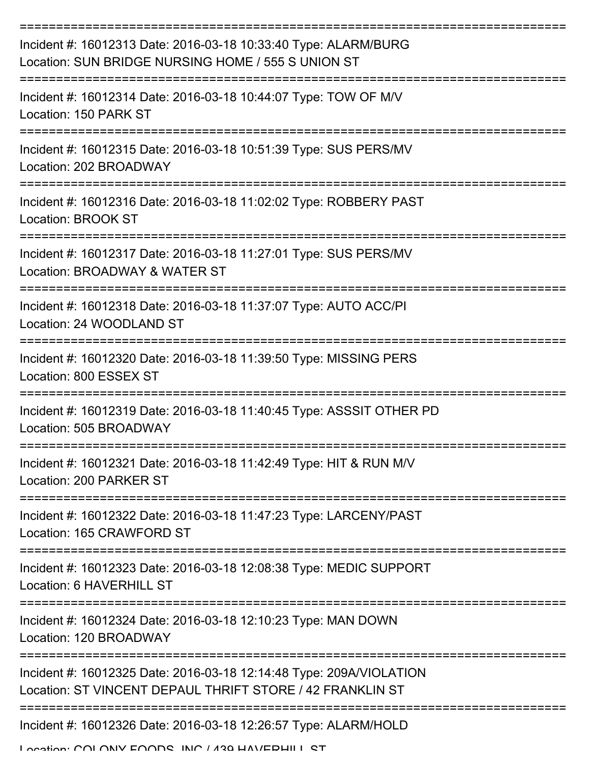===========================================================================

Incident #: 16012313 Date: 2016-03-18 10:33:40 Type: ALARM/BURG
Location: SUN BRIDGE NURSING HOME / 555 S UNION ST

===========================================================================

Incident #: 16012314 Date: 2016-03-18 10:44:07 Type: TOW OF M/V
Location: 150 PARK ST

===========================================================================

Incident #: 16012315 Date: 2016-03-18 10:51:39 Type: SUS PERS/MV
Location: 202 BROADWAY

===========================================================================

Incident #: 16012316 Date: 2016-03-18 11:02:02 Type: ROBBERY PAST
Location: BROOK ST

===========================================================================

Incident #: 16012317 Date: 2016-03-18 11:27:01 Type: SUS PERS/MV
Location: BROADWAY & WATER ST

===========================================================================

Incident #: 16012318 Date: 2016-03-18 11:37:07 Type: AUTO ACC/PI
Location: 24 WOODLAND ST

===========================================================================

Incident #: 16012320 Date: 2016-03-18 11:39:50 Type: MISSING PERS
Location: 800 ESSEX ST

===========================================================================

Incident #: 16012319 Date: 2016-03-18 11:40:45 Type: ASSSIT OTHER PD
Location: 505 BROADWAY

===========================================================================

Incident #: 16012321 Date: 2016-03-18 11:42:49 Type: HIT & RUN M/V
Location: 200 PARKER ST

===========================================================================

Incident #: 16012322 Date: 2016-03-18 11:47:23 Type: LARCENY/PAST
Location: 165 CRAWFORD ST

===========================================================================

Incident #: 16012323 Date: 2016-03-18 12:08:38 Type: MEDIC SUPPORT
Location: 6 HAVERHILL ST

===========================================================================

Incident #: 16012324 Date: 2016-03-18 12:10:23 Type: MAN DOWN
Location: 120 BROADWAY

===========================================================================

Incident #: 16012325 Date: 2016-03-18 12:14:48 Type: 209A/VIOLATION
Location: ST VINCENT DEPAUL THRIFT STORE / 42 FRANKLIN ST

===========================================================================

Incident #: 16012326 Date: 2016-03-18 12:26:57 Type: ALARM/HOLD
Location: COLONY FOODS, INC / 439 HAVERHILL ST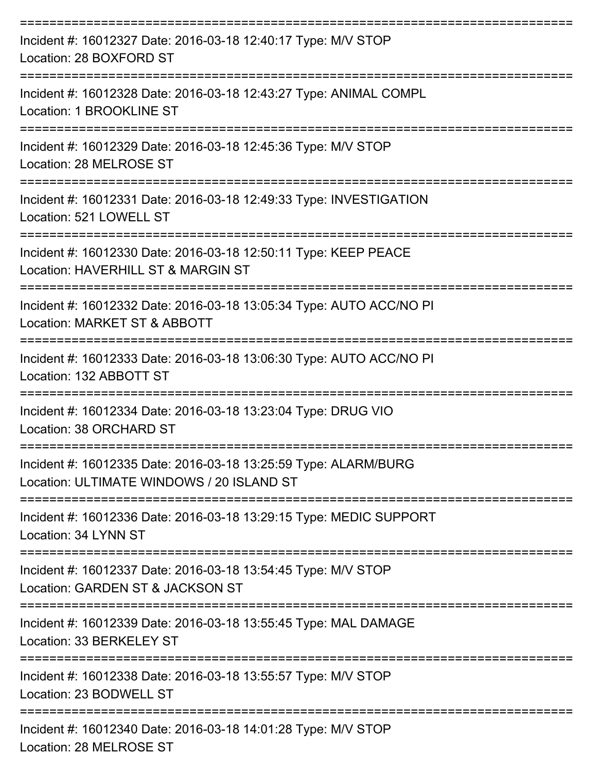===========================================================================

Incident #: 16012327 Date: 2016-03-18 12:40:17 Type: M/V STOP
Location: 28 BOXFORD ST

===========================================================================

Incident #: 16012328 Date: 2016-03-18 12:43:27 Type: ANIMAL COMPL
Location: 1 BROOKLINE ST

===========================================================================

Incident #: 16012329 Date: 2016-03-18 12:45:36 Type: M/V STOP
Location: 28 MELROSE ST

===========================================================================

Incident #: 16012331 Date: 2016-03-18 12:49:33 Type: INVESTIGATION
Location: 521 LOWELL ST

===========================================================================

Incident #: 16012330 Date: 2016-03-18 12:50:11 Type: KEEP PEACE
Location: HAVERHILL ST & MARGIN ST

===========================================================================

Incident #: 16012332 Date: 2016-03-18 13:05:34 Type: AUTO ACC/NO PI
Location: MARKET ST & ABBOTT

===========================================================================

Incident #: 16012333 Date: 2016-03-18 13:06:30 Type: AUTO ACC/NO PI
Location: 132 ABBOTT ST

===========================================================================

Incident #: 16012334 Date: 2016-03-18 13:23:04 Type: DRUG VIO
Location: 38 ORCHARD ST

===========================================================================

Incident #: 16012335 Date: 2016-03-18 13:25:59 Type: ALARM/BURG
Location: ULTIMATE WINDOWS / 20 ISLAND ST

===========================================================================

Incident #: 16012336 Date: 2016-03-18 13:29:15 Type: MEDIC SUPPORT
Location: 34 LYNN ST

===========================================================================

Incident #: 16012337 Date: 2016-03-18 13:54:45 Type: M/V STOP
Location: GARDEN ST & JACKSON ST

===========================================================================

Incident #: 16012339 Date: 2016-03-18 13:55:45 Type: MAL DAMAGE
Location: 33 BERKELEY ST

===========================================================================

Incident #: 16012338 Date: 2016-03-18 13:55:57 Type: M/V STOP
Location: 23 BODWELL ST

===========================================================================

Incident #: 16012340 Date: 2016-03-18 14:01:28 Type: M/V STOP
Location: 28 MELROSE ST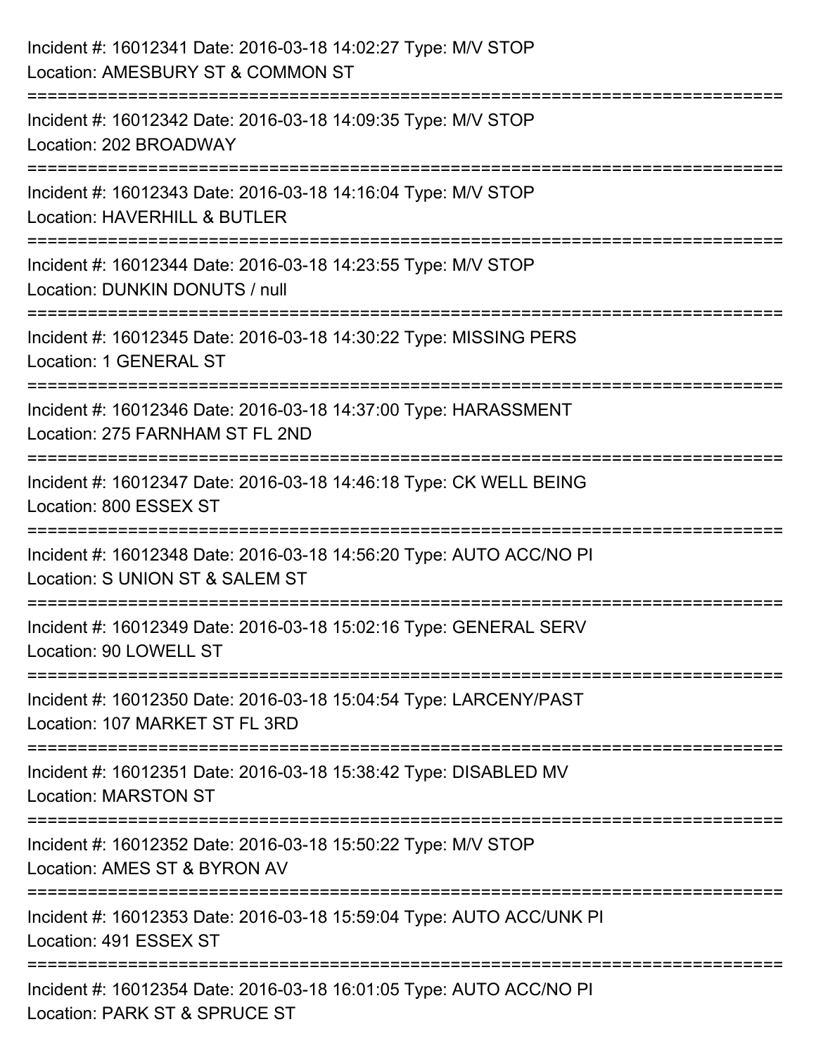Incident #: 16012341 Date: 2016-03-18 14:02:27 Type: M/V STOP
Location: AMESBURY ST & COMMON ST

===========================================================================

Incident #: 16012342 Date: 2016-03-18 14:09:35 Type: M/V STOP
Location: 202 BROADWAY

===========================================================================

Incident #: 16012343 Date: 2016-03-18 14:16:04 Type: M/V STOP
Location: HAVERHILL & BUTLER

===========================================================================

Incident #: 16012344 Date: 2016-03-18 14:23:55 Type: M/V STOP
Location: DUNKIN DONUTS / null

===========================================================================

Incident #: 16012345 Date: 2016-03-18 14:30:22 Type: MISSING PERS
Location: 1 GENERAL ST

===========================================================================

Incident #: 16012346 Date: 2016-03-18 14:37:00 Type: HARASSMENT
Location: 275 FARNHAM ST FL 2ND

===========================================================================

Incident #: 16012347 Date: 2016-03-18 14:46:18 Type: CK WELL BEING
Location: 800 ESSEX ST

===========================================================================

Incident #: 16012348 Date: 2016-03-18 14:56:20 Type: AUTO ACC/NO PI
Location: S UNION ST & SALEM ST

===========================================================================

Incident #: 16012349 Date: 2016-03-18 15:02:16 Type: GENERAL SERV
Location: 90 LOWELL ST

===========================================================================

Incident #: 16012350 Date: 2016-03-18 15:04:54 Type: LARCENY/PAST
Location: 107 MARKET ST FL 3RD

===========================================================================

Incident #: 16012351 Date: 2016-03-18 15:38:42 Type: DISABLED MV
Location: MARSTON ST

===========================================================================

Incident #: 16012352 Date: 2016-03-18 15:50:22 Type: M/V STOP
Location: AMES ST & BYRON AV

===========================================================================

Incident #: 16012353 Date: 2016-03-18 15:59:04 Type: AUTO ACC/UNK PI
Location: 491 ESSEX ST

===========================================================================

Incident #: 16012354 Date: 2016-03-18 16:01:05 Type: AUTO ACC/NO PI
Location: PARK ST & SPRUCE ST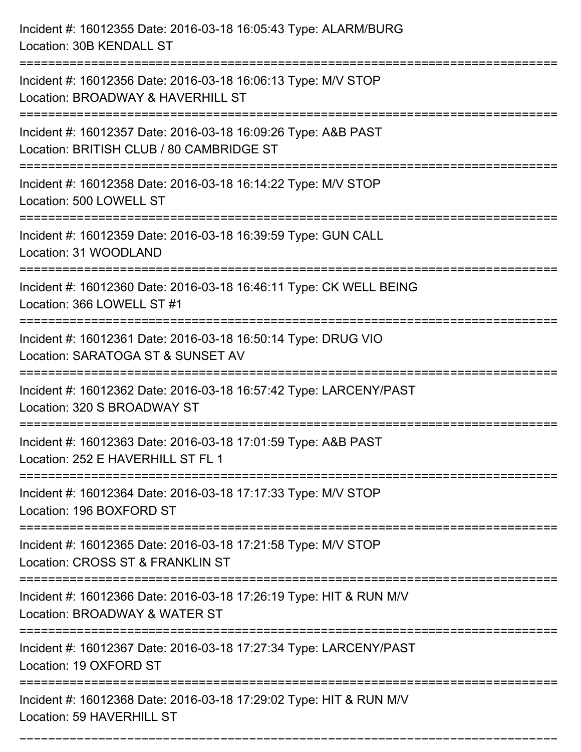Incident #: 16012355 Date: 2016-03-18 16:05:43 Type: ALARM/BURG
Location: 30B KENDALL ST

===========================================================================

Incident #: 16012356 Date: 2016-03-18 16:06:13 Type: M/V STOP
Location: BROADWAY & HAVERHILL ST

===========================================================================

Incident #: 16012357 Date: 2016-03-18 16:09:26 Type: A&B PAST
Location: BRITISH CLUB / 80 CAMBRIDGE ST

===========================================================================

Incident #: 16012358 Date: 2016-03-18 16:14:22 Type: M/V STOP
Location: 500 LOWELL ST

===========================================================================

Incident #: 16012359 Date: 2016-03-18 16:39:59 Type: GUN CALL
Location: 31 WOODLAND

===========================================================================

Incident #: 16012360 Date: 2016-03-18 16:46:11 Type: CK WELL BEING
Location: 366 LOWELL ST #1

===========================================================================

Incident #: 16012361 Date: 2016-03-18 16:50:14 Type: DRUG VIO
Location: SARATOGA ST & SUNSET AV

===========================================================================

Incident #: 16012362 Date: 2016-03-18 16:57:42 Type: LARCENY/PAST
Location: 320 S BROADWAY ST

===========================================================================

Incident #: 16012363 Date: 2016-03-18 17:01:59 Type: A&B PAST
Location: 252 E HAVERHILL ST FL 1

===========================================================================

Incident #: 16012364 Date: 2016-03-18 17:17:33 Type: M/V STOP
Location: 196 BOXFORD ST

===========================================================================

Incident #: 16012365 Date: 2016-03-18 17:21:58 Type: M/V STOP
Location: CROSS ST & FRANKLIN ST

===========================================================================

Incident #: 16012366 Date: 2016-03-18 17:26:19 Type: HIT & RUN M/V
Location: BROADWAY & WATER ST

===========================================================================

Incident #: 16012367 Date: 2016-03-18 17:27:34 Type: LARCENY/PAST
Location: 19 OXFORD ST

===========================================================================

Incident #: 16012368 Date: 2016-03-18 17:29:02 Type: HIT & RUN M/V
Location: 59 HAVERHILL ST

===========================================================================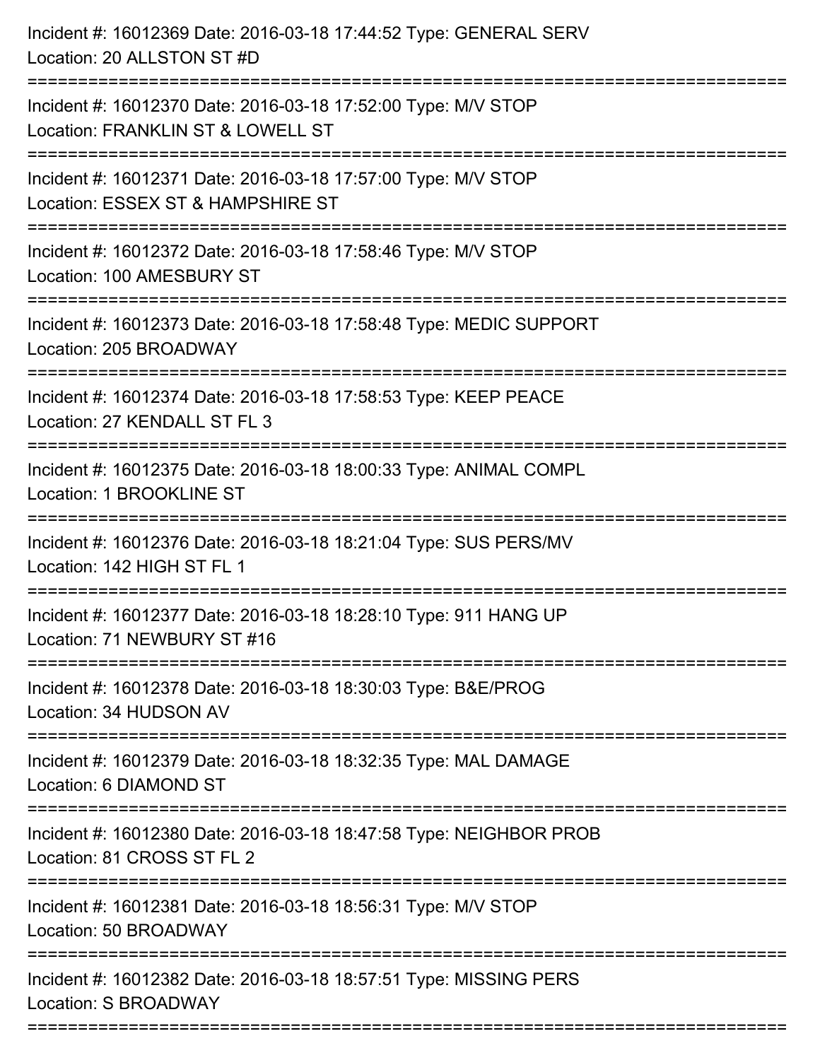Incident #: 16012369 Date: 2016-03-18 17:44:52 Type: GENERAL SERV
Location: 20 ALLSTON ST #D

===========================================================================

Incident #: 16012370 Date: 2016-03-18 17:52:00 Type: M/V STOP
Location: FRANKLIN ST & LOWELL ST

===========================================================================

Incident #: 16012371 Date: 2016-03-18 17:57:00 Type: M/V STOP
Location: ESSEX ST & HAMPSHIRE ST

===========================================================================

Incident #: 16012372 Date: 2016-03-18 17:58:46 Type: M/V STOP
Location: 100 AMESBURY ST

===========================================================================

Incident #: 16012373 Date: 2016-03-18 17:58:48 Type: MEDIC SUPPORT
Location: 205 BROADWAY

===========================================================================

Incident #: 16012374 Date: 2016-03-18 17:58:53 Type: KEEP PEACE
Location: 27 KENDALL ST FL 3

===========================================================================

Incident #: 16012375 Date: 2016-03-18 18:00:33 Type: ANIMAL COMPL
Location: 1 BROOKLINE ST

===========================================================================

Incident #: 16012376 Date: 2016-03-18 18:21:04 Type: SUS PERS/MV
Location: 142 HIGH ST FL 1

===========================================================================

Incident #: 16012377 Date: 2016-03-18 18:28:10 Type: 911 HANG UP
Location: 71 NEWBURY ST #16

===========================================================================

Incident #: 16012378 Date: 2016-03-18 18:30:03 Type: B&E/PROG
Location: 34 HUDSON AV

===========================================================================

Incident #: 16012379 Date: 2016-03-18 18:32:35 Type: MAL DAMAGE
Location: 6 DIAMOND ST

===========================================================================

Incident #: 16012380 Date: 2016-03-18 18:47:58 Type: NEIGHBOR PROB
Location: 81 CROSS ST FL 2

===========================================================================

Incident #: 16012381 Date: 2016-03-18 18:56:31 Type: M/V STOP
Location: 50 BROADWAY

===========================================================================

Incident #: 16012382 Date: 2016-03-18 18:57:51 Type: MISSING PERS
Location: S BROADWAY

===========================================================================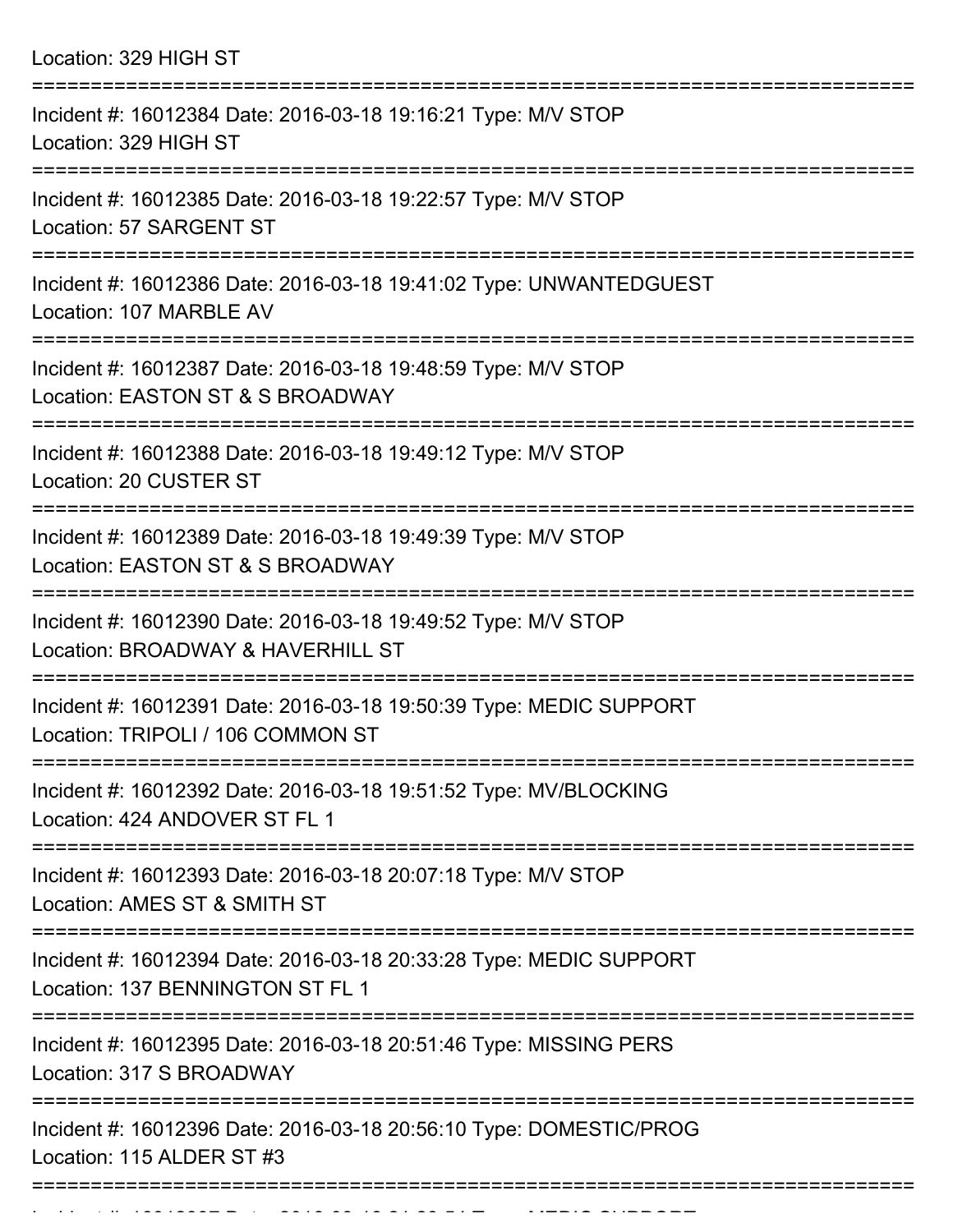Location: 329 HIGH ST

===========================================================================

Incident #: 16012384 Date: 2016-03-18 19:16:21 Type: M/V STOP

Location: 329 HIGH ST

===========================================================================

Incident #: 16012385 Date: 2016-03-18 19:22:57 Type: M/V STOP

Location: 57 SARGENT ST

===========================================================================

Incident #: 16012386 Date: 2016-03-18 19:41:02 Type: UNWANTEDGUEST

Location: 107 MARBLE AV

===========================================================================

Incident #: 16012387 Date: 2016-03-18 19:48:59 Type: M/V STOP

Location: EASTON ST & S BROADWAY

===========================================================================

Incident #: 16012388 Date: 2016-03-18 19:49:12 Type: M/V STOP

Location: 20 CUSTER ST

===========================================================================

Incident #: 16012389 Date: 2016-03-18 19:49:39 Type: M/V STOP

Location: EASTON ST & S BROADWAY

===========================================================================

Incident #: 16012390 Date: 2016-03-18 19:49:52 Type: M/V STOP

Location: BROADWAY & HAVERHILL ST

===========================================================================

Incident #: 16012391 Date: 2016-03-18 19:50:39 Type: MEDIC SUPPORT

Location: TRIPOLI / 106 COMMON ST

===========================================================================

Incident #: 16012392 Date: 2016-03-18 19:51:52 Type: MV/BLOCKING

Location: 424 ANDOVER ST FL 1

===========================================================================

Incident #: 16012393 Date: 2016-03-18 20:07:18 Type: M/V STOP

Location: AMES ST & SMITH ST

===========================================================================

Incident #: 16012394 Date: 2016-03-18 20:33:28 Type: MEDIC SUPPORT

Location: 137 BENNINGTON ST FL 1

===========================================================================

Incident #: 16012395 Date: 2016-03-18 20:51:46 Type: MISSING PERS

Location: 317 S BROADWAY

===========================================================================

Incident #: 16012396 Date: 2016-03-18 20:56:10 Type: DOMESTIC/PROG

Location: 115 ALDER ST #3

===========================================================================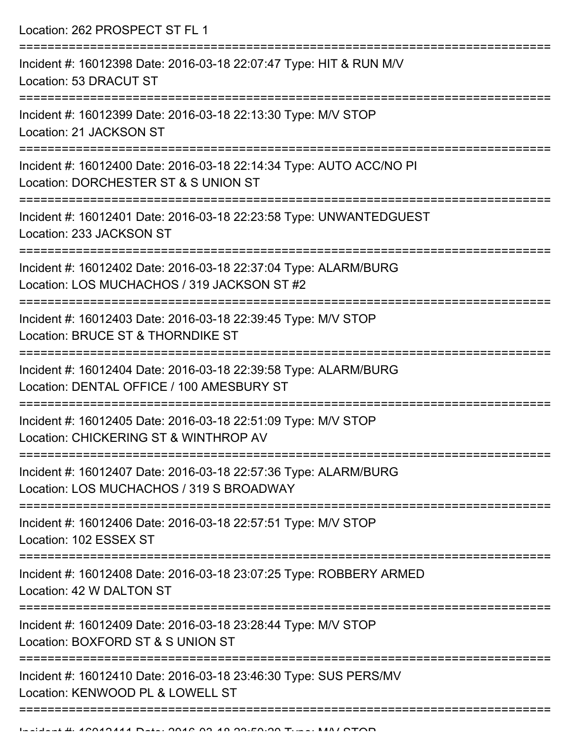Location: 262 PROSPECT ST FL 1

===========================================================================

Incident #: 16012398 Date: 2016-03-18 22:07:47 Type: HIT & RUN M/V
Location: 53 DRACUT ST

===========================================================================

Incident #: 16012399 Date: 2016-03-18 22:13:30 Type: M/V STOP
Location: 21 JACKSON ST

===========================================================================

Incident #: 16012400 Date: 2016-03-18 22:14:34 Type: AUTO ACC/NO PI
Location: DORCHESTER ST & S UNION ST

===========================================================================

Incident #: 16012401 Date: 2016-03-18 22:23:58 Type: UNWANTEDGUEST
Location: 233 JACKSON ST

===========================================================================

Incident #: 16012402 Date: 2016-03-18 22:37:04 Type: ALARM/BURG
Location: LOS MUCHACHOS / 319 JACKSON ST #2

===========================================================================

Incident #: 16012403 Date: 2016-03-18 22:39:45 Type: M/V STOP
Location: BRUCE ST & THORNDIKE ST

===========================================================================

Incident #: 16012404 Date: 2016-03-18 22:39:58 Type: ALARM/BURG
Location: DENTAL OFFICE / 100 AMESBURY ST

===========================================================================

Incident #: 16012405 Date: 2016-03-18 22:51:09 Type: M/V STOP
Location: CHICKERING ST & WINTHROP AV

===========================================================================

Incident #: 16012407 Date: 2016-03-18 22:57:36 Type: ALARM/BURG
Location: LOS MUCHACHOS / 319 S BROADWAY

===========================================================================

Incident #: 16012406 Date: 2016-03-18 22:57:51 Type: M/V STOP
Location: 102 ESSEX ST

===========================================================================

Incident #: 16012408 Date: 2016-03-18 23:07:25 Type: ROBBERY ARMED
Location: 42 W DALTON ST

===========================================================================

Incident #: 16012409 Date: 2016-03-18 23:28:44 Type: M/V STOP
Location: BOXFORD ST & S UNION ST

===========================================================================

Incident #: 16012410 Date: 2016-03-18 23:46:30 Type: SUS PERS/MV
Location: KENWOOD PL & LOWELL ST

===========================================================================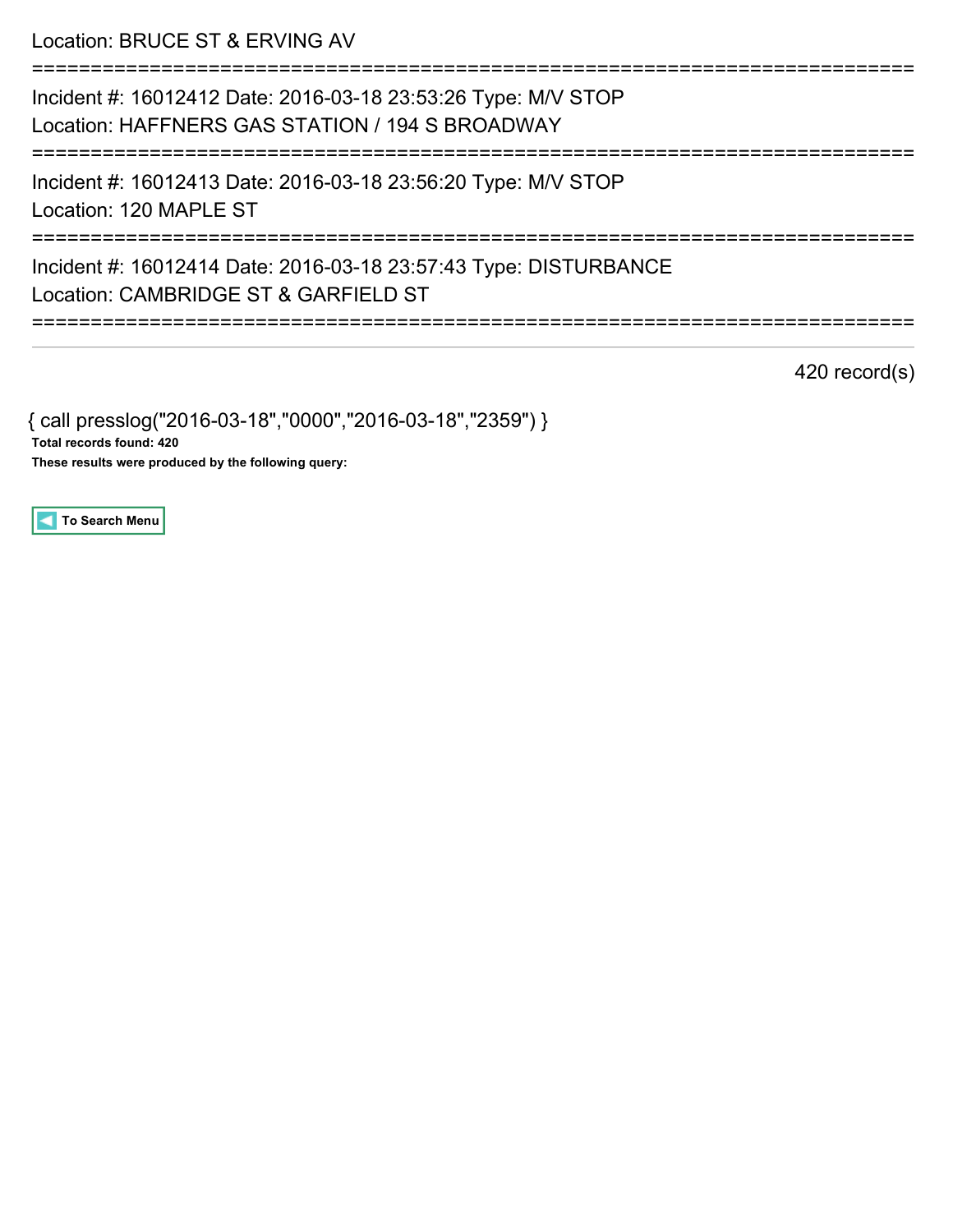Location: BRUCE ST & ERVING AV

===========================================================================

Incident #: 16012412 Date: 2016-03-18 23:53:26 Type: M/V STOP

Location: HAFFNERS GAS STATION / 194 S BROADWAY

===========================================================================

Incident #: 16012413 Date: 2016-03-18 23:56:20 Type: M/V STOP

Location: 120 MAPLE ST

===========================================================================

Incident #: 16012414 Date: 2016-03-18 23:57:43 Type: DISTURBANCE

Location: CAMBRIDGE ST & GARFIELD ST

===========================================================================

420 record(s)

{ call presslog("2016-03-18","0000","2016-03-18","2359") }

**Total records found: 420**

**These results were produced by the following query:**

**To Search Menu**